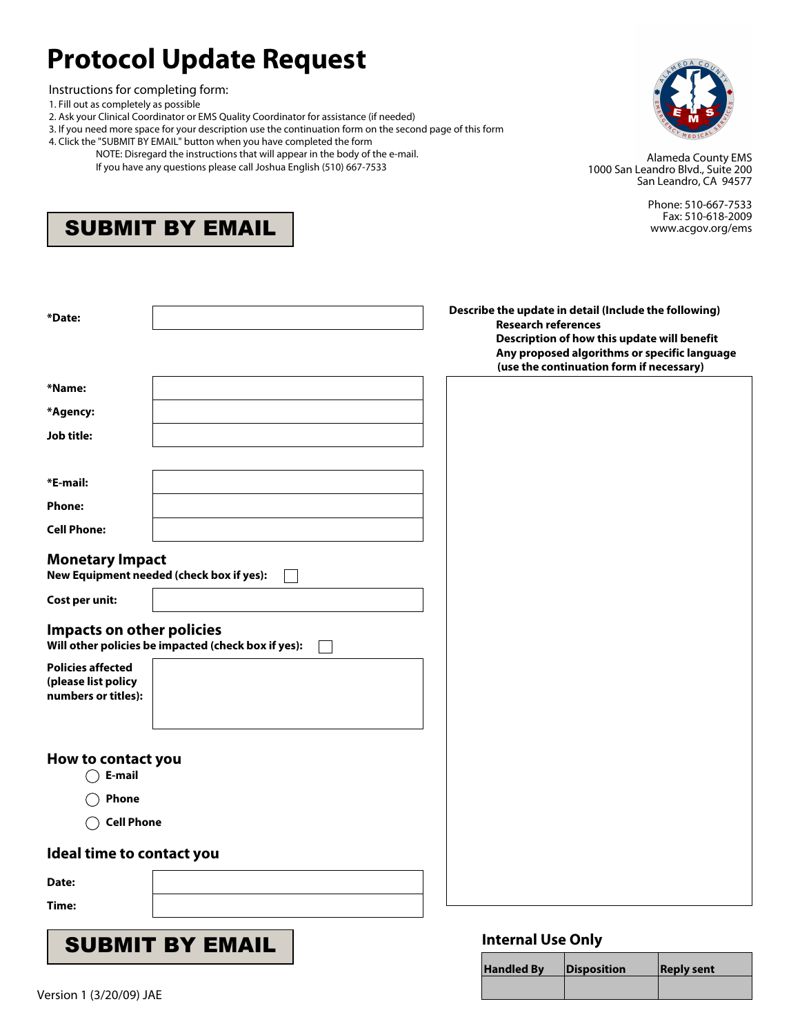# Protocol Update Request

Instructions for completing form:

1. Fill out as completely as possible
2. Ask your Clinical Coordinator or EMS Quality Coordinator for assistance (if needed)
3. If you need more space for your description use the continuation form on the second page of this form
4. Click the "SUBMIT BY EMAIL" button when you have completed the form

   NOTE: Disregard the instructions that will appear in the body of the e-mail.
   If you have any questions please call Joshua English (510) 667-7533

Alameda County EMS
1000 San Leandro Blvd., Suite 200
San Leandro, CA 94577

Phone: 510-667-7533
Fax: 510-618-2009
www.acgov.org/ems

**SUBMIT BY EMAIL**

**\*Date:**

**\*Name:**

**\*Agency:**

**Job title:**

**\*E-mail:**

**Phone:**

**Cell Phone:**

## Monetary Impact

**New Equipment needed (check box if yes):** ☐

**Cost per unit:**

## Impacts on other policies

**Will other policies be impacted (check box if yes):** ☐

**Policies affected (please list policy numbers or titles):**

## How to contact you

- ◯ **E-mail**
- ◯ **Phone**
- ◯ **Cell Phone**

## Ideal time to contact you

**Date:**

**Time:**

**SUBMIT BY EMAIL**

**Describe the update in detail (Include the following)**
**Research references**
**Description of how this update will benefit**
**Any proposed algorithms or specific language**
**(use the continuation form if necessary)**

## Internal Use Only

| Handled By | Disposition | Reply sent |
|---|---|---|
| | | |

Version 1 (3/20/09) JAE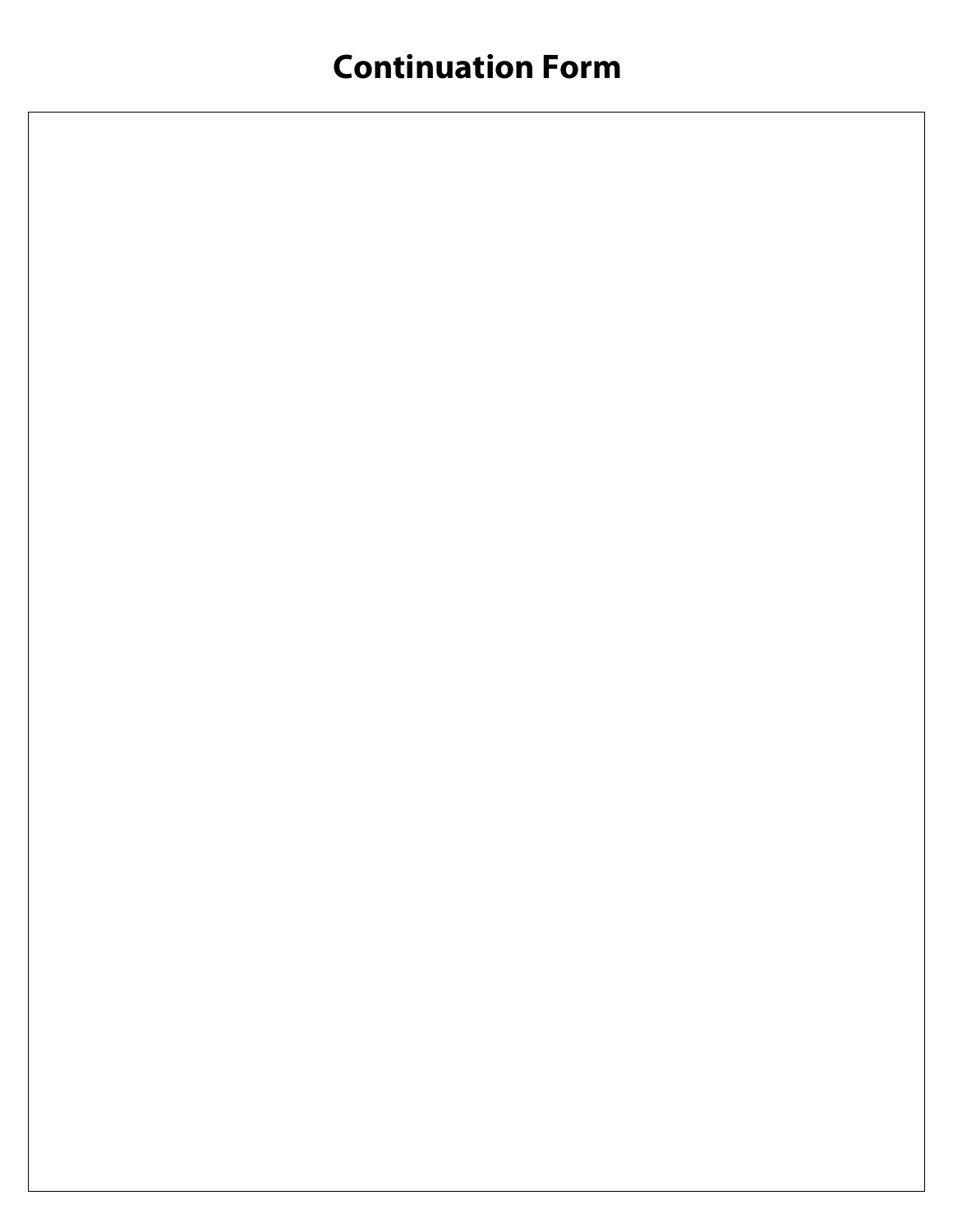# Continuation Form